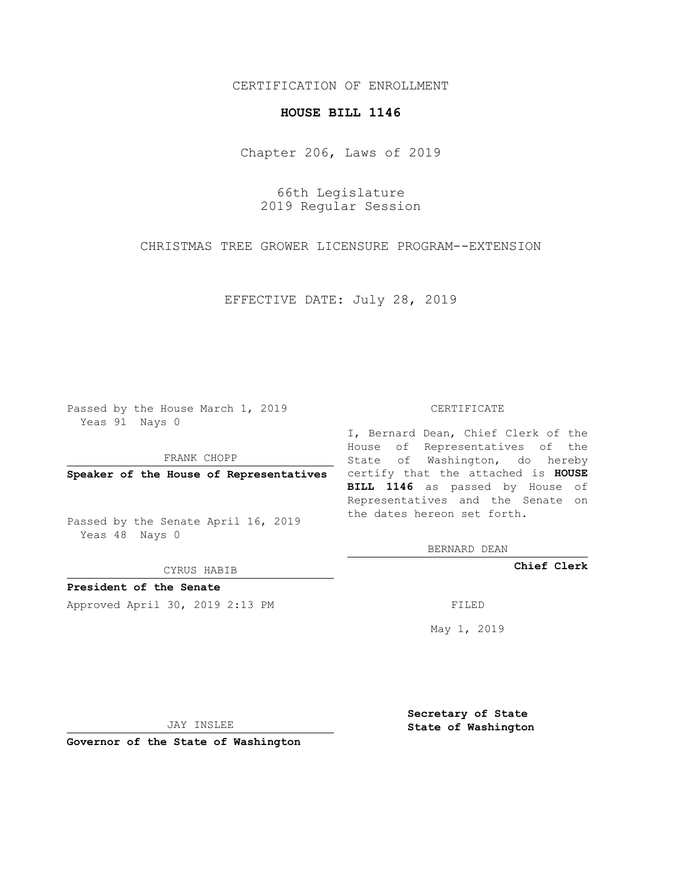CERTIFICATION OF ENROLLMENT

**HOUSE BILL 1146**

Chapter 206, Laws of 2019

66th Legislature
2019 Regular Session

CHRISTMAS TREE GROWER LICENSURE PROGRAM--EXTENSION

EFFECTIVE DATE: July 28, 2019

Passed by the House March 1, 2019
Yeas 91 Nays 0

FRANK CHOPP

**Speaker of the House of Representatives**

Passed by the Senate April 16, 2019
Yeas 48 Nays 0

CYRUS HABIB

**President of the Senate**

Approved April 30, 2019 2:13 PM

JAY INSLEE

**Governor of the State of Washington**

CERTIFICATE

I, Bernard Dean, Chief Clerk of the House of Representatives of the State of Washington, do hereby certify that the attached is **HOUSE BILL 1146** as passed by House of Representatives and the Senate on the dates hereon set forth.

BERNARD DEAN

**Chief Clerk**

FILED

May 1, 2019

**Secretary of State**
**State of Washington**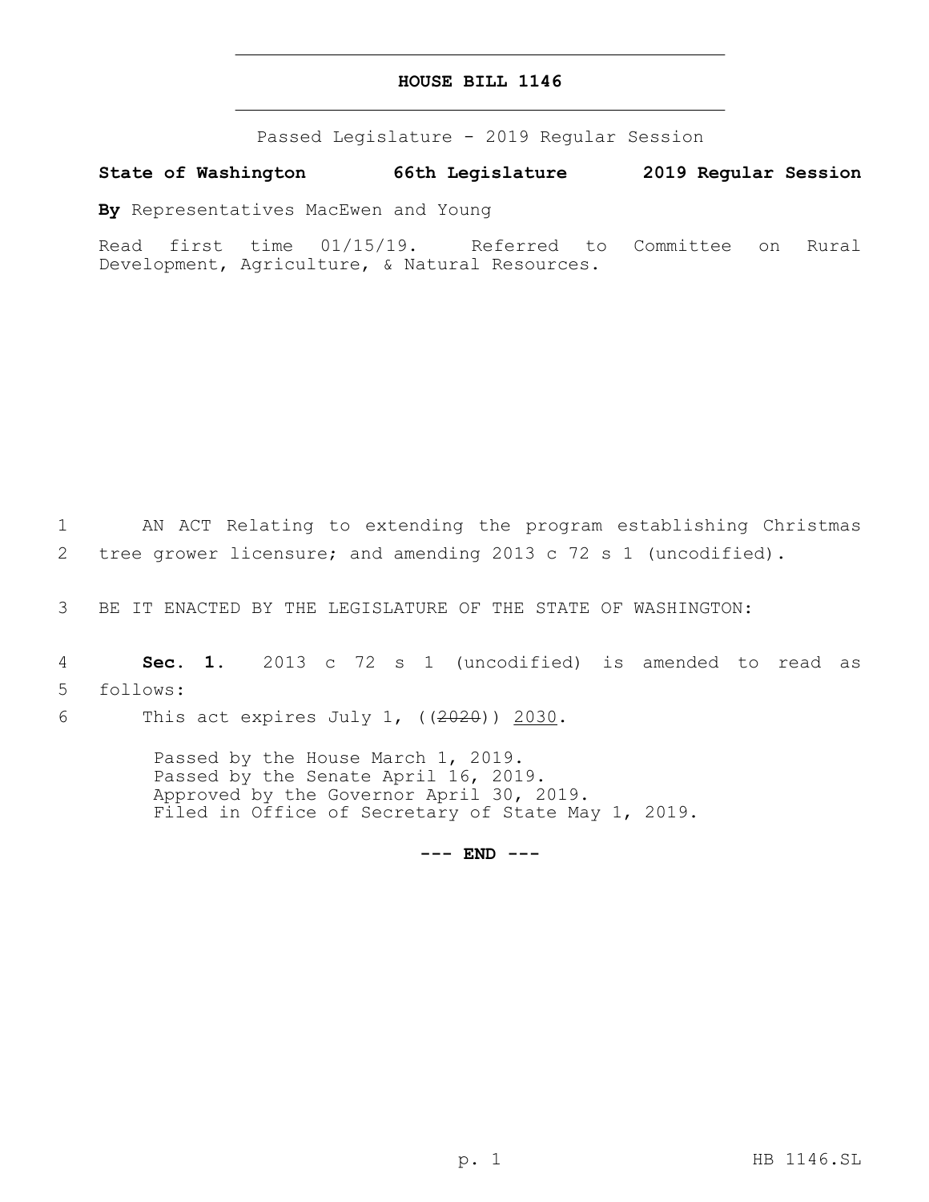# HOUSE BILL 1146

Passed Legislature - 2019 Regular Session

**State of Washington 66th Legislature 2019 Regular Session**

**By** Representatives MacEwen and Young

Read first time 01/15/19. Referred to Committee on Rural Development, Agriculture, & Natural Resources.

1 AN ACT Relating to extending the program establishing Christmas
2 tree grower licensure; and amending 2013 c 72 s 1 (uncodified).

3 BE IT ENACTED BY THE LEGISLATURE OF THE STATE OF WASHINGTON:

4 **Sec. 1.** 2013 c 72 s 1 (uncodified) is amended to read as
5 follows:
6 This act expires July 1, ((~~2020~~)) <u>2030</u>.

Passed by the House March 1, 2019.
Passed by the Senate April 16, 2019.
Approved by the Governor April 30, 2019.
Filed in Office of Secretary of State May 1, 2019.

**--- END ---**